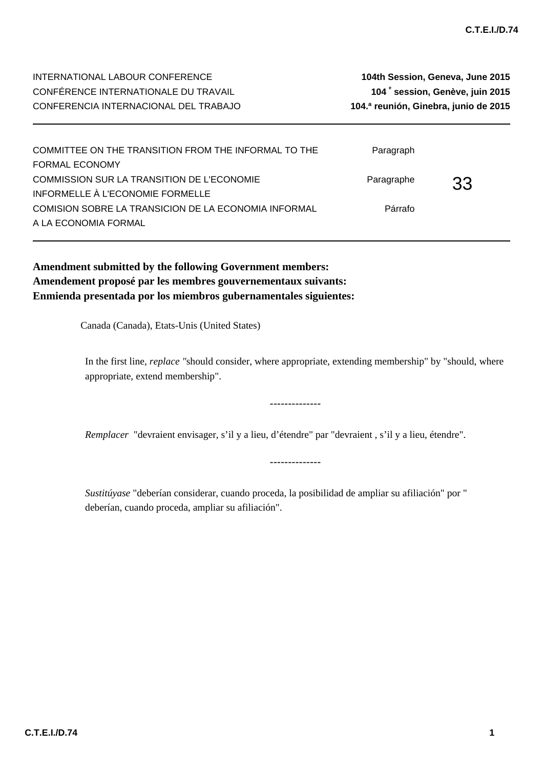INTERNATIONAL LABOUR CONFERENCE | **104th Session, Geneva, June 2015**
CONFÉRENCE INTERNATIONALE DU TRAVAIL | **104 e session, Genève, juin 2015**
CONFERENCIA INTERNACIONAL DEL TRABAJO | **104.ª reunión, Ginebra, junio de 2015**

---

| | | |
|---|---|---|
| COMMITTEE ON THE TRANSITION FROM THE INFORMAL TO THE FORMAL ECONOMY | Paragraph | |
| COMMISSION SUR LA TRANSITION DE L'ECONOMIE INFORMELLE À L'ECONOMIE FORMELLE | Paragraphe | 33 |
| COMISION SOBRE LA TRANSICION DE LA ECONOMIA INFORMAL A LA ECONOMIA FORMAL | Párrafo | |

---

**Amendment submitted by the following Government members:**
**Amendement proposé par les membres gouvernementaux suivants:**
**Enmienda presentada por los miembros gubernamentales siguientes:**

Canada (Canada), Etats-Unis (United States)

In the first line, *replace* "should consider, where appropriate, extending membership" by "should, where appropriate, extend membership".

--------------

*Remplacer* "devraient envisager, s'il y a lieu, d'étendre" par "devraient , s'il y a lieu, étendre".

--------------

*Sustitúyase* "deberían considerar, cuando proceda, la posibilidad de ampliar su afiliación" por " deberían, cuando proceda, ampliar su afiliación".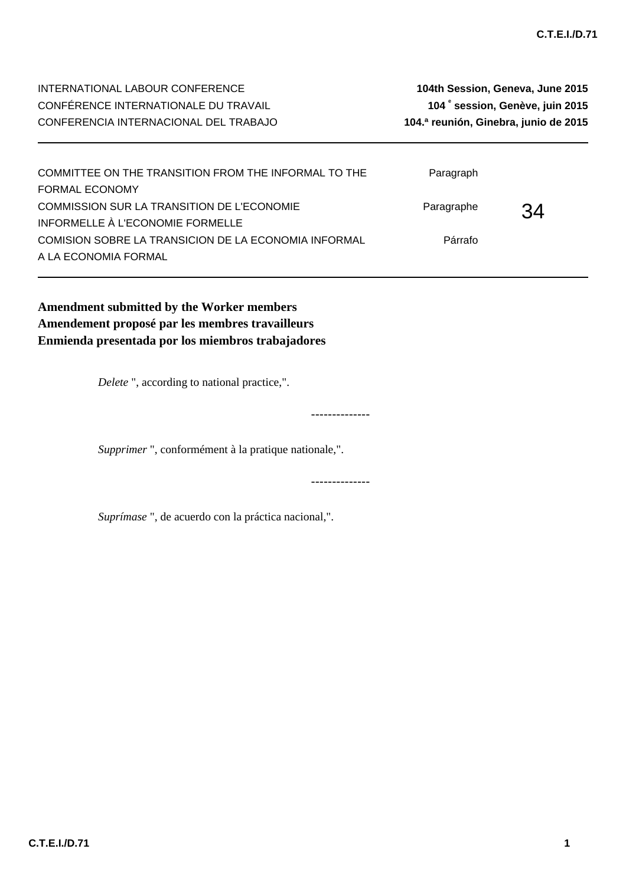INTERNATIONAL LABOUR CONFERENCE — **104th Session, Geneva, June 2015**
CONFÉRENCE INTERNATIONALE DU TRAVAIL — **104 e session, Genève, juin 2015**
CONFERENCIA INTERNACIONAL DEL TRABAJO — **104.ª reunión, Ginebra, junio de 2015**

---

| | | |
|---|---|---|
| COMMITTEE ON THE TRANSITION FROM THE INFORMAL TO THE FORMAL ECONOMY | Paragraph | |
| COMMISSION SUR LA TRANSITION DE L'ECONOMIE INFORMELLE À L'ECONOMIE FORMELLE | Paragraphe | 34 |
| COMISION SOBRE LA TRANSICION DE LA ECONOMIA INFORMAL A LA ECONOMIA FORMAL | Párrafo | |

---

**Amendment submitted by the Worker members**
**Amendement proposé par les membres travailleurs**
**Enmienda presentada por los miembros trabajadores**

*Delete* ", according to national practice,".

--------------

*Supprimer* ", conformément à la pratique nationale,".

--------------

*Suprímase* ", de acuerdo con la práctica nacional,".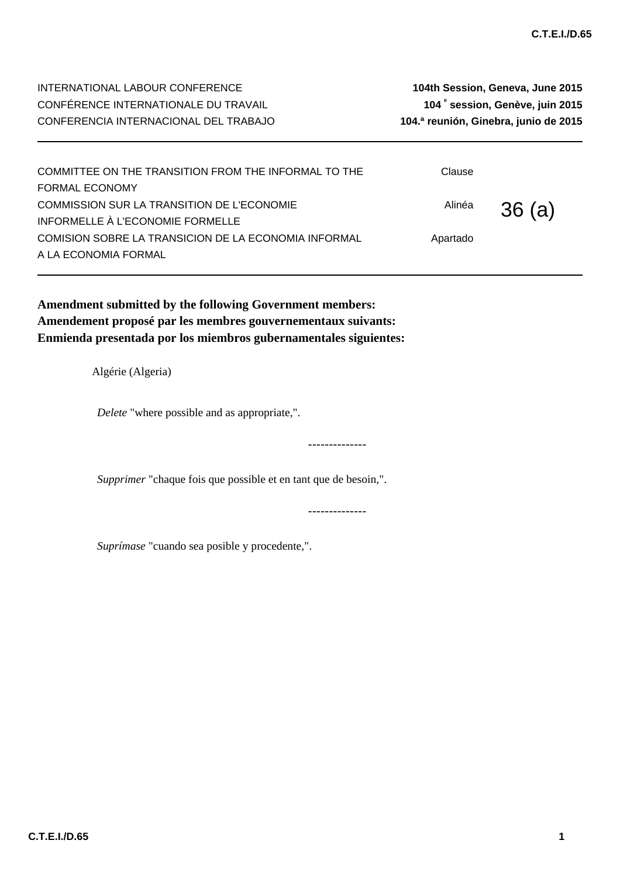| | | |
|---|---|---|
| INTERNATIONAL LABOUR CONFERENCE | | **104th Session, Geneva, June 2015** |
| CONFÉRENCE INTERNATIONALE DU TRAVAIL | | **104 e session, Genève, juin 2015** |
| CONFERENCIA INTERNACIONAL DEL TRABAJO | | **104.ª reunión, Ginebra, junio de 2015** |

| | | |
|---|---|---|
| COMMITTEE ON THE TRANSITION FROM THE INFORMAL TO THE FORMAL ECONOMY | Clause | |
| COMMISSION SUR LA TRANSITION DE L'ECONOMIE INFORMELLE À L'ECONOMIE FORMELLE | Alinéa | 36 (a) |
| COMISION SOBRE LA TRANSICION DE LA ECONOMIA INFORMAL A LA ECONOMIA FORMAL | Apartado | |

**Amendment submitted by the following Government members:**
**Amendement proposé par les membres gouvernementaux suivants:**
**Enmienda presentada por los miembros gubernamentales siguientes:**

Algérie (Algeria)

*Delete* "where possible and as appropriate,".

--------------

*Supprimer* "chaque fois que possible et en tant que de besoin,".

--------------

*Suprímase* "cuando sea posible y procedente,".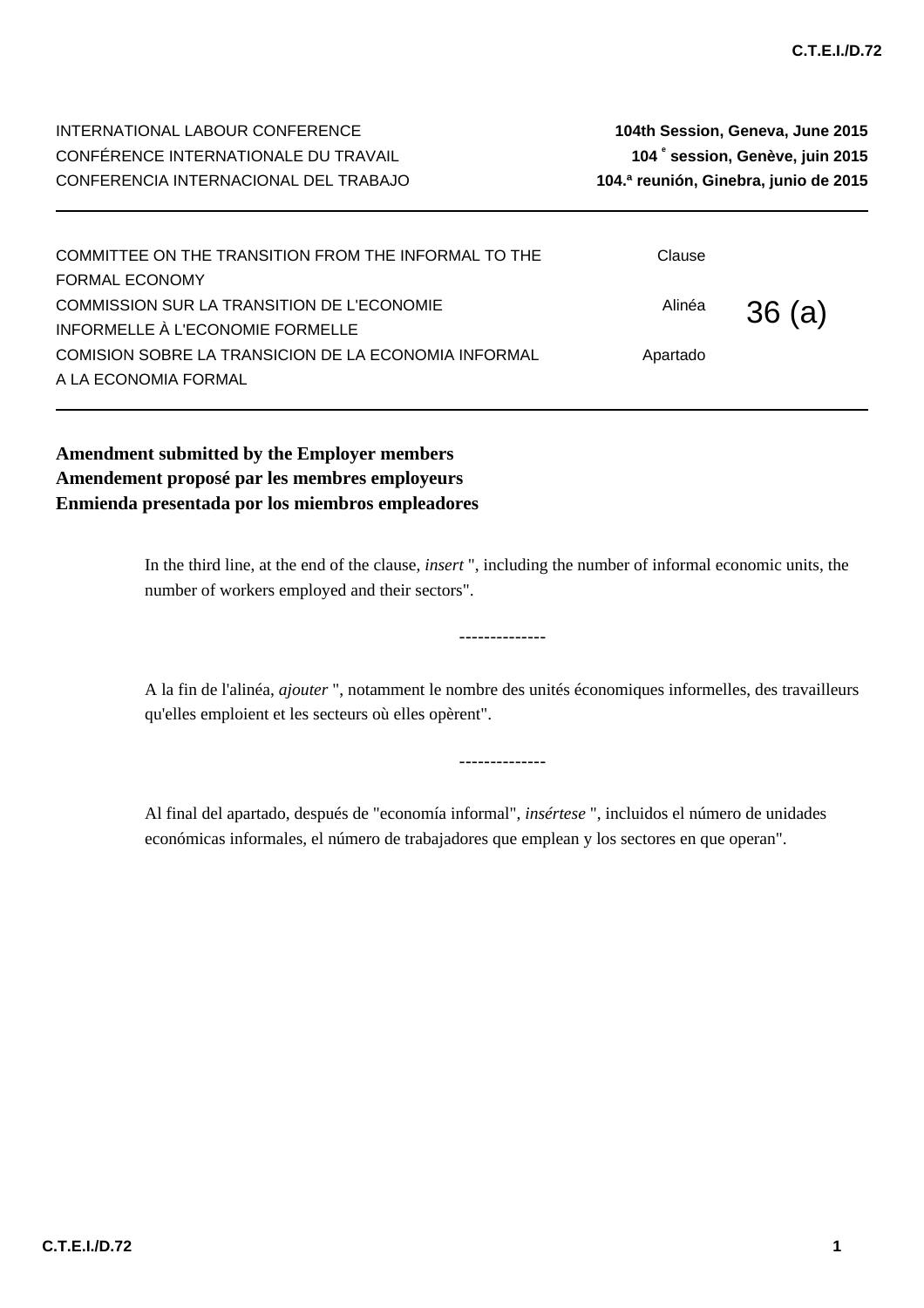INTERNATIONAL LABOUR CONFERENCE — **104th Session, Geneva, June 2015**
CONFÉRENCE INTERNATIONALE DU TRAVAIL — **104 e session, Genève, juin 2015**
CONFERENCIA INTERNACIONAL DEL TRABAJO — **104.ª reunión, Ginebra, junio de 2015**

---

| | | |
|---|---|---|
| COMMITTEE ON THE TRANSITION FROM THE INFORMAL TO THE FORMAL ECONOMY | Clause | |
| COMMISSION SUR LA TRANSITION DE L'ECONOMIE INFORMELLE À L'ECONOMIE FORMELLE | Alinéa | 36 (a) |
| COMISION SOBRE LA TRANSICION DE LA ECONOMIA INFORMAL A LA ECONOMIA FORMAL | Apartado | |

---

**Amendment submitted by the Employer members**
**Amendement proposé par les membres employeurs**
**Enmienda presentada por los miembros empleadores**

In the third line, at the end of the clause, *insert* ", including the number of informal economic units, the number of workers employed and their sectors".

--------------

A la fin de l'alinéa, *ajouter* ", notamment le nombre des unités économiques informelles, des travailleurs qu'elles emploient et les secteurs où elles opèrent".

--------------

Al final del apartado, después de "economía informal", *insértese* ", incluidos el número de unidades económicas informales, el número de trabajadores que emplean y los sectores en que operan".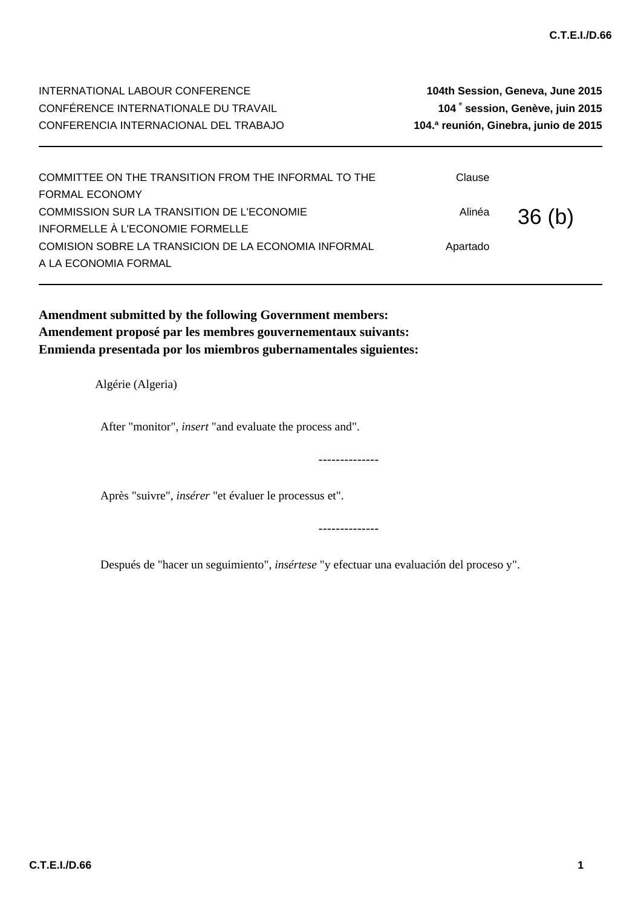INTERNATIONAL LABOUR CONFERENCE | **104th Session, Geneva, June 2015**
CONFÉRENCE INTERNATIONALE DU TRAVAIL | **104 e session, Genève, juin 2015**
CONFERENCIA INTERNACIONAL DEL TRABAJO | **104.ª reunión, Ginebra, junio de 2015**

---

| | | |
|---|---|---|
| COMMITTEE ON THE TRANSITION FROM THE INFORMAL TO THE FORMAL ECONOMY | Clause | |
| COMMISSION SUR LA TRANSITION DE L'ECONOMIE INFORMELLE À L'ECONOMIE FORMELLE | Alinéa | 36 (b) |
| COMISION SOBRE LA TRANSICION DE LA ECONOMIA INFORMAL A LA ECONOMIA FORMAL | Apartado | |

---

**Amendment submitted by the following Government members:**
**Amendement proposé par les membres gouvernementaux suivants:**
**Enmienda presentada por los miembros gubernamentales siguientes:**

Algérie (Algeria)

After "monitor", *insert* "and evaluate the process and".

--------------

Après "suivre", *insérer* "et évaluer le processus et".

--------------

Después de "hacer un seguimiento", *insértese* "y efectuar una evaluación del proceso y".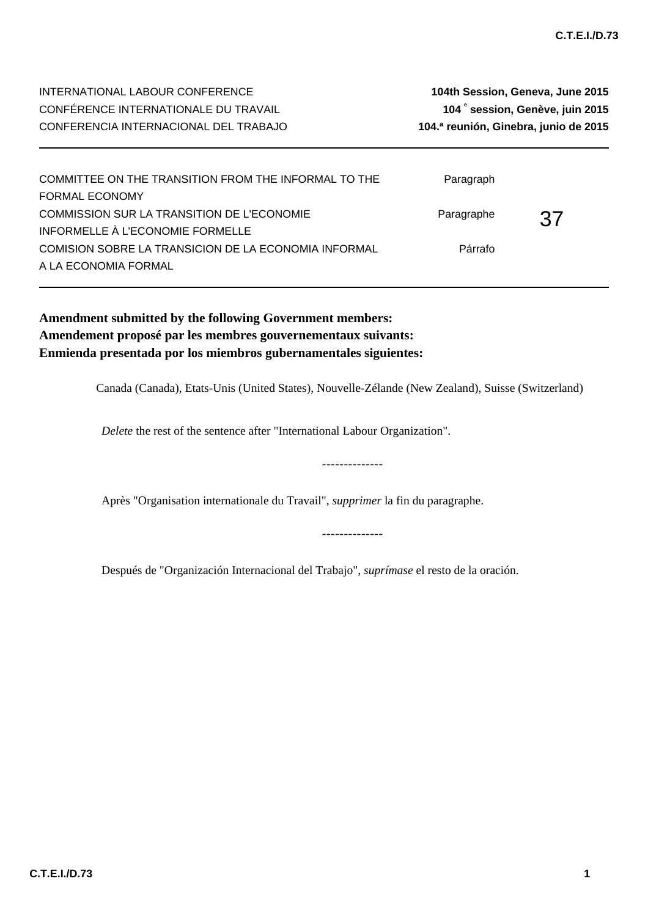INTERNATIONAL LABOUR CONFERENCE — **104th Session, Geneva, June 2015**
CONFÉRENCE INTERNATIONALE DU TRAVAIL — **104 e session, Genève, juin 2015**
CONFERENCIA INTERNACIONAL DEL TRABAJO — **104.ª reunión, Ginebra, junio de 2015**

---

| | | |
|---|---|---|
| COMMITTEE ON THE TRANSITION FROM THE INFORMAL TO THE FORMAL ECONOMY | Paragraph | |
| COMMISSION SUR LA TRANSITION DE L'ECONOMIE INFORMELLE À L'ECONOMIE FORMELLE | Paragraphe | 37 |
| COMISION SOBRE LA TRANSICION DE LA ECONOMIA INFORMAL A LA ECONOMIA FORMAL | Párrafo | |

---

**Amendment submitted by the following Government members:**
**Amendement proposé par les membres gouvernementaux suivants:**
**Enmienda presentada por los miembros gubernamentales siguientes:**

Canada (Canada), Etats-Unis (United States), Nouvelle-Zélande (New Zealand), Suisse (Switzerland)

*Delete* the rest of the sentence after "International Labour Organization".

--------------

Après "Organisation internationale du Travail", *supprimer* la fin du paragraphe.

--------------

Después de "Organización Internacional del Trabajo", *suprímase* el resto de la oración.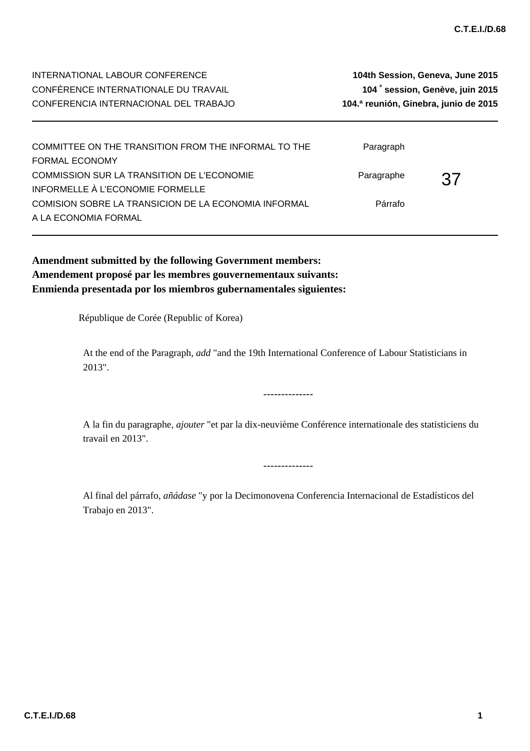INTERNATIONAL LABOUR CONFERENCE
CONFÉRENCE INTERNATIONALE DU TRAVAIL
CONFERENCIA INTERNACIONAL DEL TRABAJO

**104th Session, Geneva, June 2015**
**104 e session, Genève, juin 2015**
**104.ª reunión, Ginebra, junio de 2015**

---

| | | |
|---|---|---|
| COMMITTEE ON THE TRANSITION FROM THE INFORMAL TO THE FORMAL ECONOMY | Paragraph | |
| COMMISSION SUR LA TRANSITION DE L'ECONOMIE INFORMELLE À L'ECONOMIE FORMELLE | Paragraphe | 37 |
| COMISION SOBRE LA TRANSICION DE LA ECONOMIA INFORMAL A LA ECONOMIA FORMAL | Párrafo | |

---

**Amendment submitted by the following Government members:**
**Amendement proposé par les membres gouvernementaux suivants:**
**Enmienda presentada por los miembros gubernamentales siguientes:**

République de Corée (Republic of Korea)

At the end of the Paragraph, *add* "and the 19th International Conference of Labour Statisticians in 2013".

--------------

A la fin du paragraphe, *ajouter* "et par la dix-neuvième Conférence internationale des statisticiens du travail en 2013".

--------------

Al final del párrafo, *añádase* "y por la Decimonovena Conferencia Internacional de Estadísticos del Trabajo en 2013".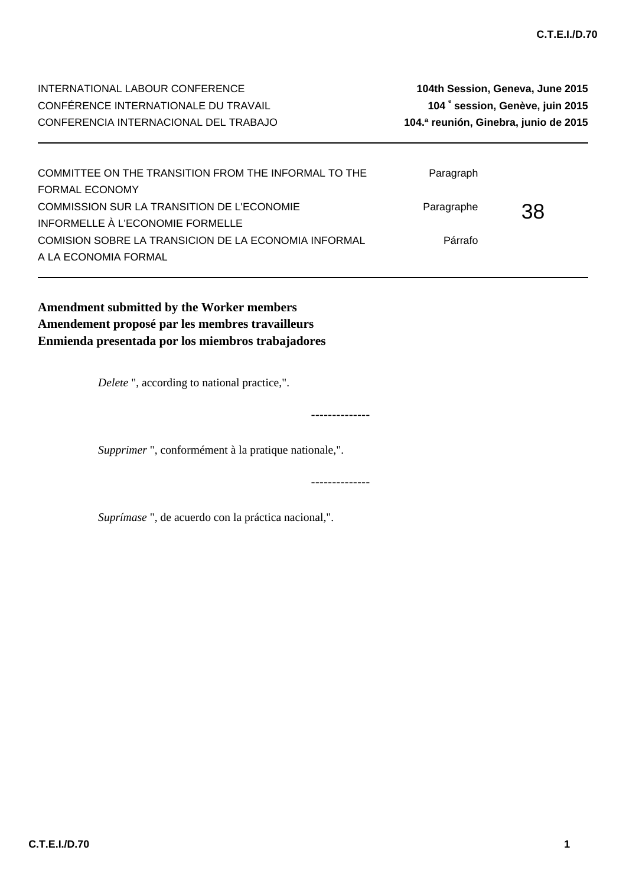INTERNATIONAL LABOUR CONFERENCE — **104th Session, Geneva, June 2015**
CONFÉRENCE INTERNATIONALE DU TRAVAIL — **104 e session, Genève, juin 2015**
CONFERENCIA INTERNACIONAL DEL TRABAJO — **104.ª reunión, Ginebra, junio de 2015**

---

| | | |
|---|---|---|
| COMMITTEE ON THE TRANSITION FROM THE INFORMAL TO THE FORMAL ECONOMY | Paragraph | |
| COMMISSION SUR LA TRANSITION DE L'ECONOMIE INFORMELLE À L'ECONOMIE FORMELLE | Paragraphe | 38 |
| COMISION SOBRE LA TRANSICION DE LA ECONOMIA INFORMAL A LA ECONOMIA FORMAL | Párrafo | |

---

**Amendment submitted by the Worker members**
**Amendement proposé par les membres travailleurs**
**Enmienda presentada por los miembros trabajadores**

*Delete* ", according to national practice,".

--------------

*Supprimer* ", conformément à la pratique nationale,".

--------------

*Suprímase* ", de acuerdo con la práctica nacional,".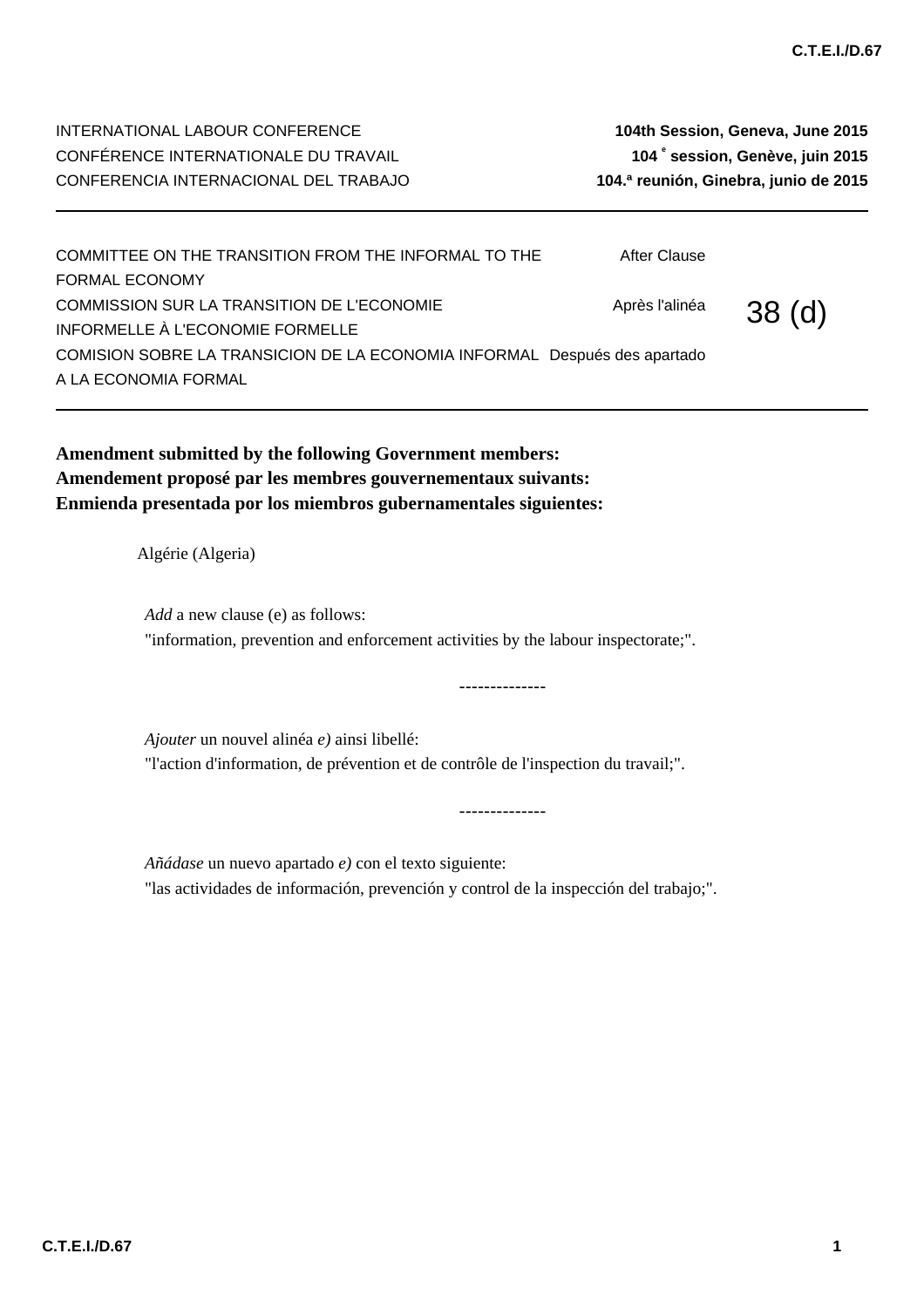INTERNATIONAL LABOUR CONFERENCE — **104th Session, Geneva, June 2015**
CONFÉRENCE INTERNATIONALE DU TRAVAIL — **104 e session, Genève, juin 2015**
CONFERENCIA INTERNACIONAL DEL TRABAJO — **104.ª reunión, Ginebra, junio de 2015**

---

| | | |
|---|---|---|
| COMMITTEE ON THE TRANSITION FROM THE INFORMAL TO THE FORMAL ECONOMY | After Clause | 38 (d) |
| COMMISSION SUR LA TRANSITION DE L'ECONOMIE INFORMELLE À L'ECONOMIE FORMELLE | Après l'alinéa | |
| COMISION SOBRE LA TRANSICION DE LA ECONOMIA INFORMAL A LA ECONOMIA FORMAL | Después des apartado | |

---

**Amendment submitted by the following Government members:**
**Amendement proposé par les membres gouvernementaux suivants:**
**Enmienda presentada por los miembros gubernamentales siguientes:**

Algérie (Algeria)

*Add* a new clause (e) as follows:
"information, prevention and enforcement activities by the labour inspectorate;".

--------------

*Ajouter* un nouvel alinéa *e)* ainsi libellé:
"l'action d'information, de prévention et de contrôle de l'inspection du travail;".

--------------

*Añádase* un nuevo apartado *e)* con el texto siguiente:
"las actividades de información, prevención y control de la inspección del trabajo;".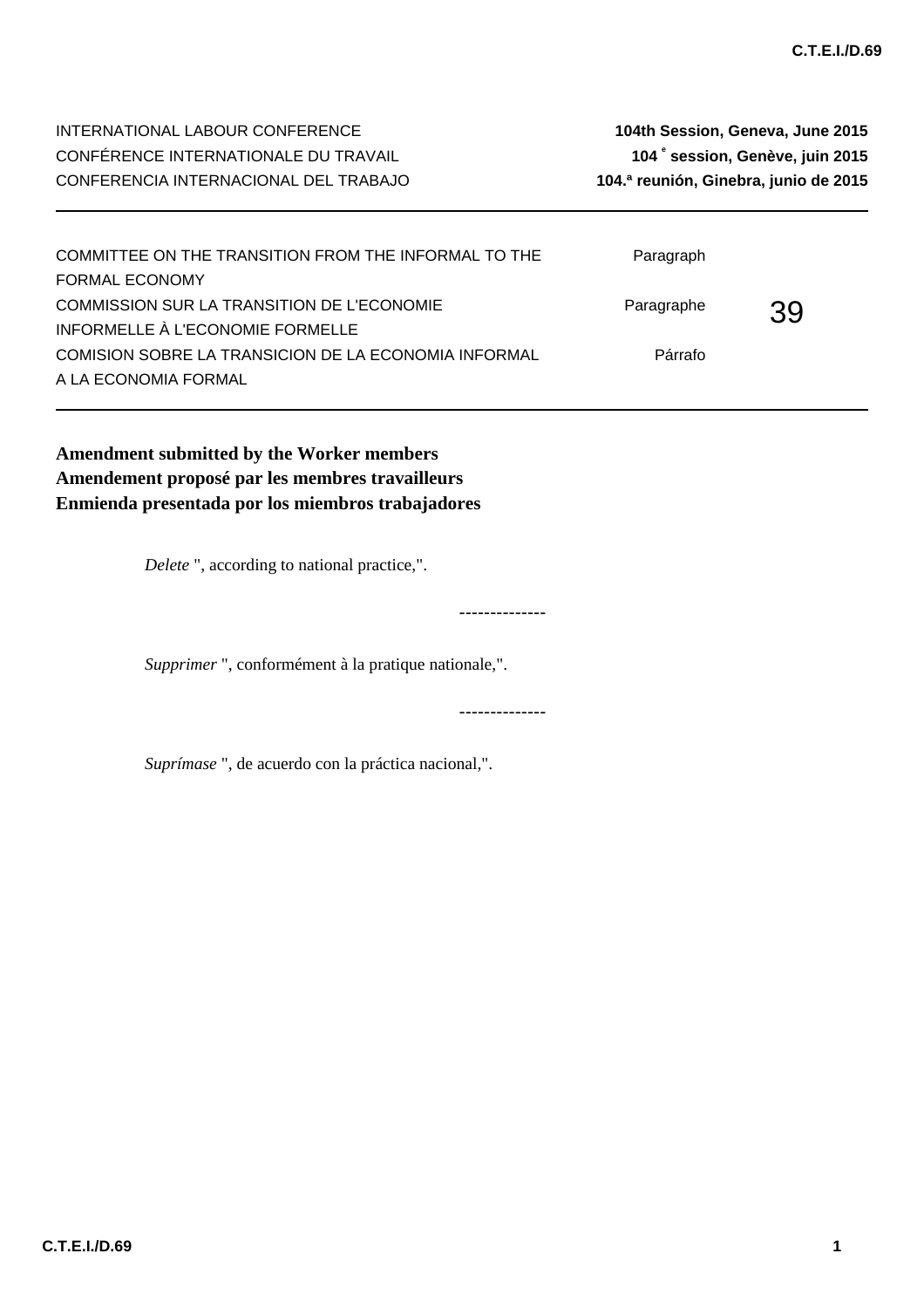INTERNATIONAL LABOUR CONFERENCE — **104th Session, Geneva, June 2015**
CONFÉRENCE INTERNATIONALE DU TRAVAIL — **104 e session, Genève, juin 2015**
CONFERENCIA INTERNACIONAL DEL TRABAJO — **104.ª reunión, Ginebra, junio de 2015**

---

| | | |
|---|---|---|
| COMMITTEE ON THE TRANSITION FROM THE INFORMAL TO THE FORMAL ECONOMY | Paragraph | |
| COMMISSION SUR LA TRANSITION DE L'ECONOMIE INFORMELLE À L'ECONOMIE FORMELLE | Paragraphe | 39 |
| COMISION SOBRE LA TRANSICION DE LA ECONOMIA INFORMAL A LA ECONOMIA FORMAL | Párrafo | |

---

**Amendment submitted by the Worker members**
**Amendement proposé par les membres travailleurs**
**Enmienda presentada por los miembros trabajadores**

*Delete* ", according to national practice,".

--------------

*Supprimer* ", conformément à la pratique nationale,".

--------------

*Suprímase* ", de acuerdo con la práctica nacional,".